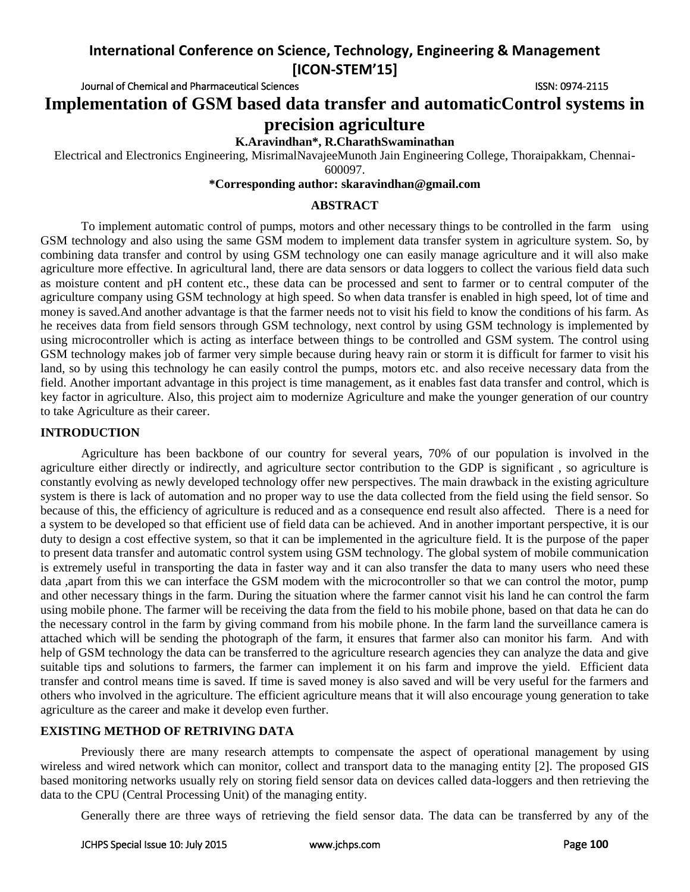# Implementation of GSM based data transfer and automaticControl systems in precision agriculture

**K.Aravindhan*, R.CharathSwaminathan**

Electrical and Electronics Engineering, MisrimalNavajeeMunoth Jain Engineering College, Thoraipakkam, Chennai-600097.

***Corresponding author: skaravindhan@gmail.com**

## ABSTRACT

To implement automatic control of pumps, motors and other necessary things to be controlled in the farm using GSM technology and also using the same GSM modem to implement data transfer system in agriculture system. So, by combining data transfer and control by using GSM technology one can easily manage agriculture and it will also make agriculture more effective. In agricultural land, there are data sensors or data loggers to collect the various field data such as moisture content and pH content etc., these data can be processed and sent to farmer or to central computer of the agriculture company using GSM technology at high speed. So when data transfer is enabled in high speed, lot of time and money is saved.And another advantage is that the farmer needs not to visit his field to know the conditions of his farm. As he receives data from field sensors through GSM technology, next control by using GSM technology is implemented by using microcontroller which is acting as interface between things to be controlled and GSM system. The control using GSM technology makes job of farmer very simple because during heavy rain or storm it is difficult for farmer to visit his land, so by using this technology he can easily control the pumps, motors etc. and also receive necessary data from the field. Another important advantage in this project is time management, as it enables fast data transfer and control, which is key factor in agriculture. Also, this project aim to modernize Agriculture and make the younger generation of our country to take Agriculture as their career.

## INTRODUCTION

Agriculture has been backbone of our country for several years, 70% of our population is involved in the agriculture either directly or indirectly, and agriculture sector contribution to the GDP is significant , so agriculture is constantly evolving as newly developed technology offer new perspectives. The main drawback in the existing agriculture system is there is lack of automation and no proper way to use the data collected from the field using the field sensor. So because of this, the efficiency of agriculture is reduced and as a consequence end result also affected. There is a need for a system to be developed so that efficient use of field data can be achieved. And in another important perspective, it is our duty to design a cost effective system, so that it can be implemented in the agriculture field. It is the purpose of the paper to present data transfer and automatic control system using GSM technology. The global system of mobile communication is extremely useful in transporting the data in faster way and it can also transfer the data to many users who need these data ,apart from this we can interface the GSM modem with the microcontroller so that we can control the motor, pump and other necessary things in the farm. During the situation where the farmer cannot visit his land he can control the farm using mobile phone. The farmer will be receiving the data from the field to his mobile phone, based on that data he can do the necessary control in the farm by giving command from his mobile phone. In the farm land the surveillance camera is attached which will be sending the photograph of the farm, it ensures that farmer also can monitor his farm. And with help of GSM technology the data can be transferred to the agriculture research agencies they can analyze the data and give suitable tips and solutions to farmers, the farmer can implement it on his farm and improve the yield. Efficient data transfer and control means time is saved. If time is saved money is also saved and will be very useful for the farmers and others who involved in the agriculture. The efficient agriculture means that it will also encourage young generation to take agriculture as the career and make it develop even further.

## EXISTING METHOD OF RETRIVING DATA

Previously there are many research attempts to compensate the aspect of operational management by using wireless and wired network which can monitor, collect and transport data to the managing entity [2]. The proposed GIS based monitoring networks usually rely on storing field sensor data on devices called data-loggers and then retrieving the data to the CPU (Central Processing Unit) of the managing entity.

Generally there are three ways of retrieving the field sensor data. The data can be transferred by any of the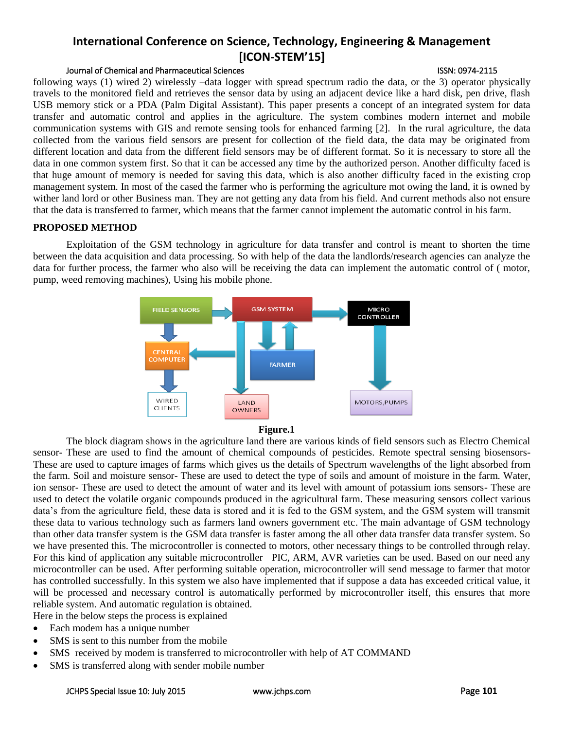following ways (1) wired 2) wirelessly –data logger with spread spectrum radio the data, or the 3) operator physically travels to the monitored field and retrieves the sensor data by using an adjacent device like a hard disk, pen drive, flash USB memory stick or a PDA (Palm Digital Assistant). This paper presents a concept of an integrated system for data transfer and automatic control and applies in the agriculture. The system combines modern internet and mobile communication systems with GIS and remote sensing tools for enhanced farming [2]. In the rural agriculture, the data collected from the various field sensors are present for collection of the field data, the data may be originated from different location and data from the different field sensors may be of different format. So it is necessary to store all the data in one common system first. So that it can be accessed any time by the authorized person. Another difficulty faced is that huge amount of memory is needed for saving this data, which is also another difficulty faced in the existing crop management system. In most of the cased the farmer who is performing the agriculture mot owing the land, it is owned by wither land lord or other Business man. They are not getting any data from his field. And current methods also not ensure that the data is transferred to farmer, which means that the farmer cannot implement the automatic control in his farm.

## PROPOSED METHOD

Exploitation of the GSM technology in agriculture for data transfer and control is meant to shorten the time between the data acquisition and data processing. So with help of the data the landlords/research agencies can analyze the data for further process, the farmer who also will be receiving the data can implement the automatic control of ( motor, pump, weed removing machines), Using his mobile phone.

FIELD SENSORS | GSM SYSTEM | MICRO CONTROLLER | CENTRAL COMPUTER | FARMER | WIRED CLIENTS | LAND OWNERS | MOTORS,PUMPS

**Figure.1**

The block diagram shows in the agriculture land there are various kinds of field sensors such as Electro Chemical sensor- These are used to find the amount of chemical compounds of pesticides. Remote spectral sensing biosensors- These are used to capture images of farms which gives us the details of Spectrum wavelengths of the light absorbed from the farm. Soil and moisture sensor- These are used to detect the type of soils and amount of moisture in the farm. Water, ion sensor- These are used to detect the amount of water and its level with amount of potassium ions sensors- These are used to detect the volatile organic compounds produced in the agricultural farm. These measuring sensors collect various data's from the agriculture field, these data is stored and it is fed to the GSM system, and the GSM system will transmit these data to various technology such as farmers land owners government etc. The main advantage of GSM technology than other data transfer system is the GSM data transfer is faster among the all other data transfer system. So we have presented this. The microcontroller is connected to motors, other necessary things to be controlled through relay. For this kind of application any suitable microcontroller PIC, ARM, AVR varieties can be used. Based on our need any microcontroller can be used. After performing suitable operation, microcontroller will send message to farmer that motor has controlled successfully. In this system we also have implemented that if suppose a data has exceeded critical value, it will be processed and necessary control is automatically performed by microcontroller itself, this ensures that more reliable system. And automatic regulation is obtained.

Here in the below steps the process is explained

- Each modem has a unique number
- SMS is sent to this number from the mobile
- SMS received by modem is transferred to microcontroller with help of AT COMMAND
- SMS is transferred along with sender mobile number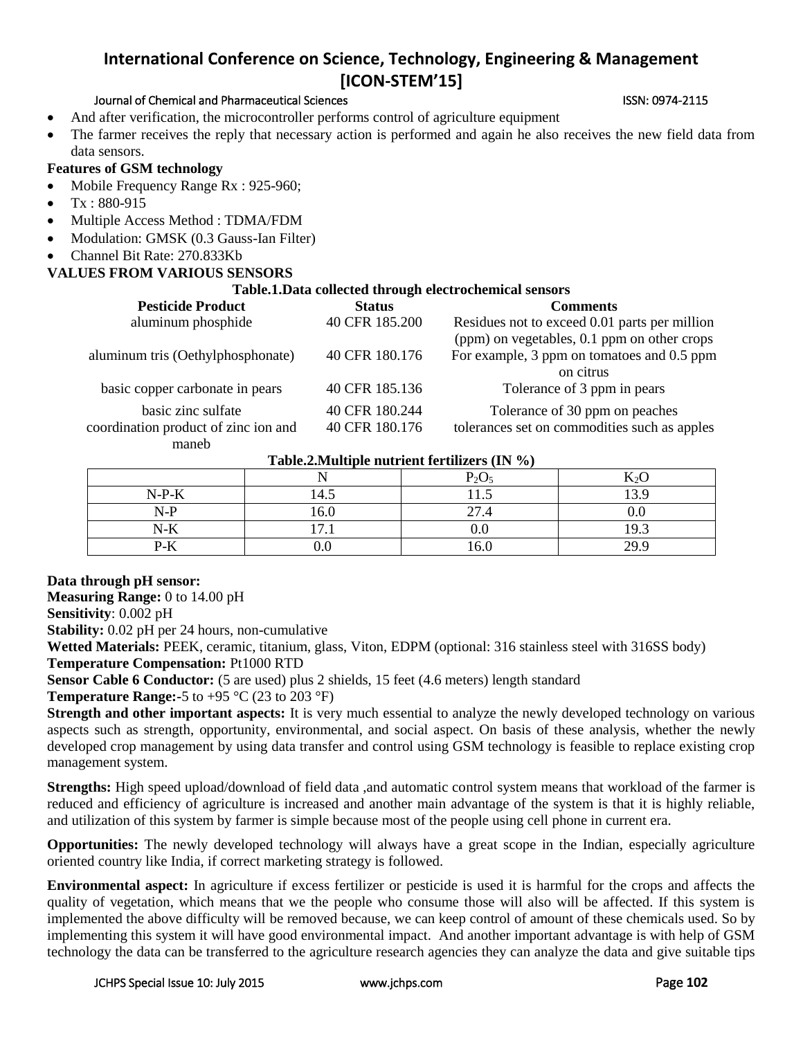- And after verification, the microcontroller performs control of agriculture equipment
- The farmer receives the reply that necessary action is performed and again he also receives the new field data from data sensors.

**Features of GSM technology**

- Mobile Frequency Range Rx : 925-960;
- Tx : 880-915
- Multiple Access Method : TDMA/FDM
- Modulation: GMSK (0.3 Gauss-Ian Filter)
- Channel Bit Rate: 270.833Kb

**VALUES FROM VARIOUS SENSORS**

**Table.1.Data collected through electrochemical sensors**

| Pesticide Product | Status | Comments |
|---|---|---|
| aluminum phosphide | 40 CFR 185.200 | Residues not to exceed 0.01 parts per million (ppm) on vegetables, 0.1 ppm on other crops |
| aluminum tris (Oethylphosphonate) | 40 CFR 180.176 | For example, 3 ppm on tomatoes and 0.5 ppm on citrus |
| basic copper carbonate in pears | 40 CFR 185.136 | Tolerance of 3 ppm in pears |
| basic zinc sulfate | 40 CFR 180.244 | Tolerance of 30 ppm on peaches |
| coordination product of zinc ion and maneb | 40 CFR 180.176 | tolerances set on commodities such as apples |

**Table.2.Multiple nutrient fertilizers (IN %)**

| | N | $P_2O_5$ | $K_2O$ |
|---|---|---|---|
| N-P-K | 14.5 | 11.5 | 13.9 |
| N-P | 16.0 | 27.4 | 0.0 |
| N-K | 17.1 | 0.0 | 19.3 |
| P-K | 0.0 | 16.0 | 29.9 |

**Data through pH sensor:**

**Measuring Range:** 0 to 14.00 pH

**Sensitivity**: 0.002 pH

**Stability:** 0.02 pH per 24 hours, non-cumulative

**Wetted Materials:** PEEK, ceramic, titanium, glass, Viton, EDPM (optional: 316 stainless steel with 316SS body)

**Temperature Compensation:** Pt1000 RTD

**Sensor Cable 6 Conductor:** (5 are used) plus 2 shields, 15 feet (4.6 meters) length standard

**Temperature Range:**-5 to +95 °C (23 to 203 °F)

**Strength and other important aspects:** It is very much essential to analyze the newly developed technology on various aspects such as strength, opportunity, environmental, and social aspect. On basis of these analysis, whether the newly developed crop management by using data transfer and control using GSM technology is feasible to replace existing crop management system.

**Strengths:** High speed upload/download of field data ,and automatic control system means that workload of the farmer is reduced and efficiency of agriculture is increased and another main advantage of the system is that it is highly reliable, and utilization of this system by farmer is simple because most of the people using cell phone in current era.

**Opportunities:** The newly developed technology will always have a great scope in the Indian, especially agriculture oriented country like India, if correct marketing strategy is followed.

**Environmental aspect:** In agriculture if excess fertilizer or pesticide is used it is harmful for the crops and affects the quality of vegetation, which means that we the people who consume those will also will be affected. If this system is implemented the above difficulty will be removed because, we can keep control of amount of these chemicals used. So by implementing this system it will have good environmental impact. And another important advantage is with help of GSM technology the data can be transferred to the agriculture research agencies they can analyze the data and give suitable tips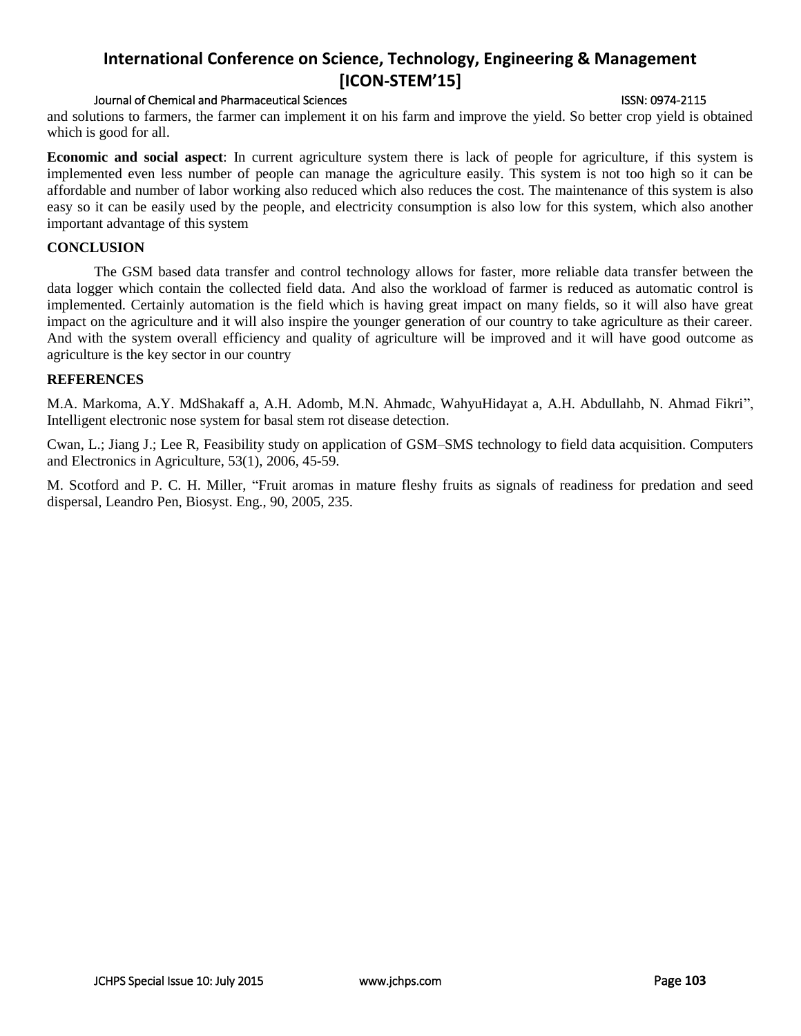and solutions to farmers, the farmer can implement it on his farm and improve the yield. So better crop yield is obtained which is good for all.

**Economic and social aspect**: In current agriculture system there is lack of people for agriculture, if this system is implemented even less number of people can manage the agriculture easily. This system is not too high so it can be affordable and number of labor working also reduced which also reduces the cost. The maintenance of this system is also easy so it can be easily used by the people, and electricity consumption is also low for this system, which also another important advantage of this system

## CONCLUSION

The GSM based data transfer and control technology allows for faster, more reliable data transfer between the data logger which contain the collected field data. And also the workload of farmer is reduced as automatic control is implemented. Certainly automation is the field which is having great impact on many fields, so it will also have great impact on the agriculture and it will also inspire the younger generation of our country to take agriculture as their career. And with the system overall efficiency and quality of agriculture will be improved and it will have good outcome as agriculture is the key sector in our country

## REFERENCES

M.A. Markoma, A.Y. MdShakaff a, A.H. Adomb, M.N. Ahmadc, WahyuHidayat a, A.H. Abdullahb, N. Ahmad Fikri", Intelligent electronic nose system for basal stem rot disease detection.

Cwan, L.; Jiang J.; Lee R, Feasibility study on application of GSM–SMS technology to field data acquisition. Computers and Electronics in Agriculture, 53(1), 2006, 45-59.

M. Scotford and P. C. H. Miller, "Fruit aromas in mature fleshy fruits as signals of readiness for predation and seed dispersal, Leandro Pen, Biosyst. Eng., 90, 2005, 235.